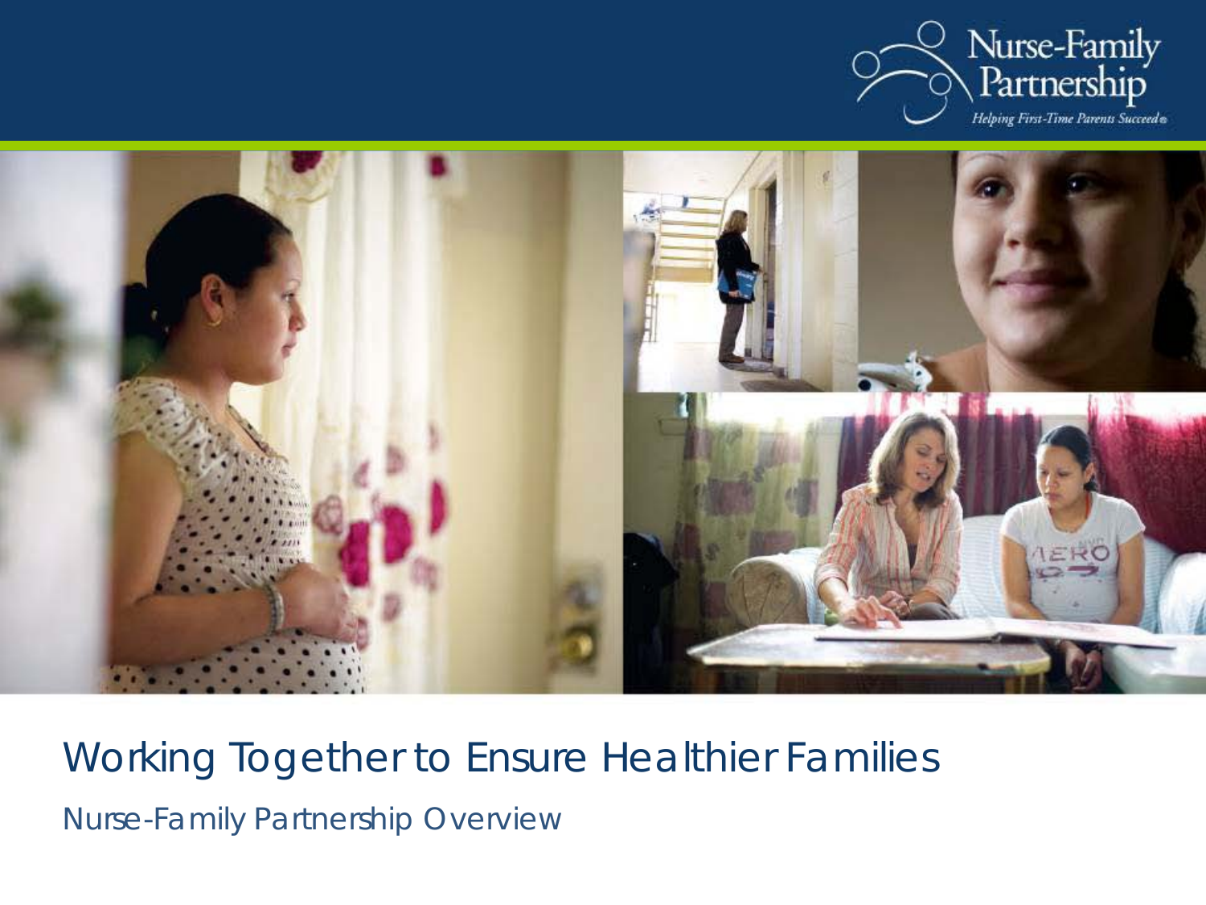# Working Together to Ensure Healthier Families

Nurse-Family Partnership Overview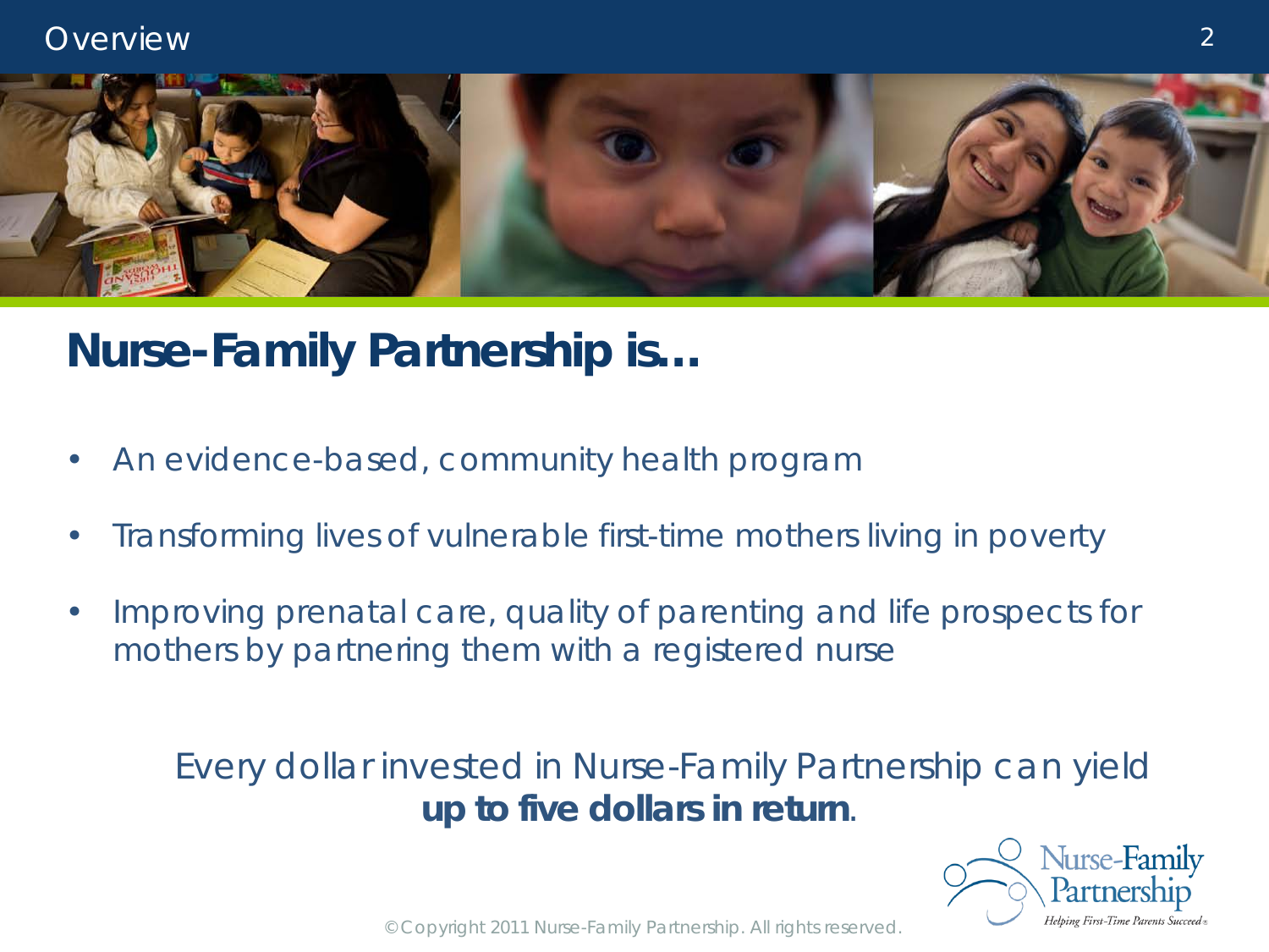# Nurse-Family Partnership is…

- An evidence-based, community health program
- Transforming lives of vulnerable first-time mothers living in poverty
- Improving prenatal care, quality of parenting and life prospects for mothers by partnering them with a registered nurse

Every dollar invested in Nurse-Family Partnership can yield **up to five dollars in return**.

© Copyright 2011 Nurse-Family Partnership. All rights reserved.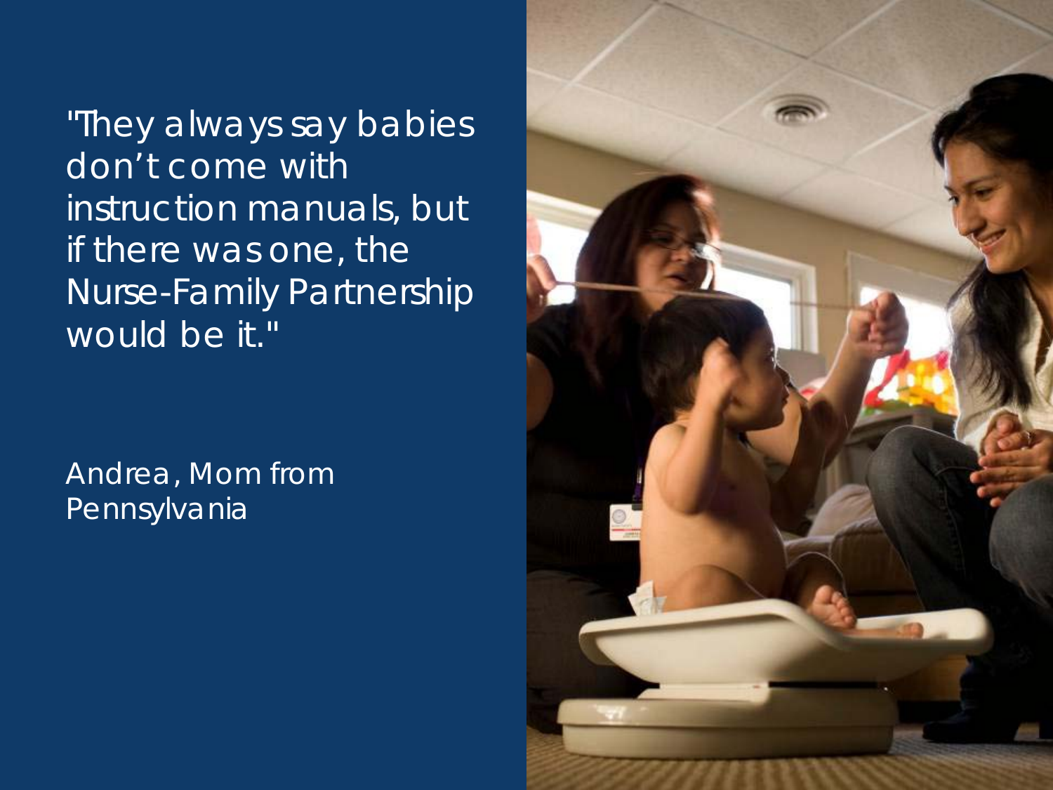"They always say babies don't come with instruction manuals, but if there was one, the Nurse-Family Partnership would be it."

Andrea, Mom from Pennsylvania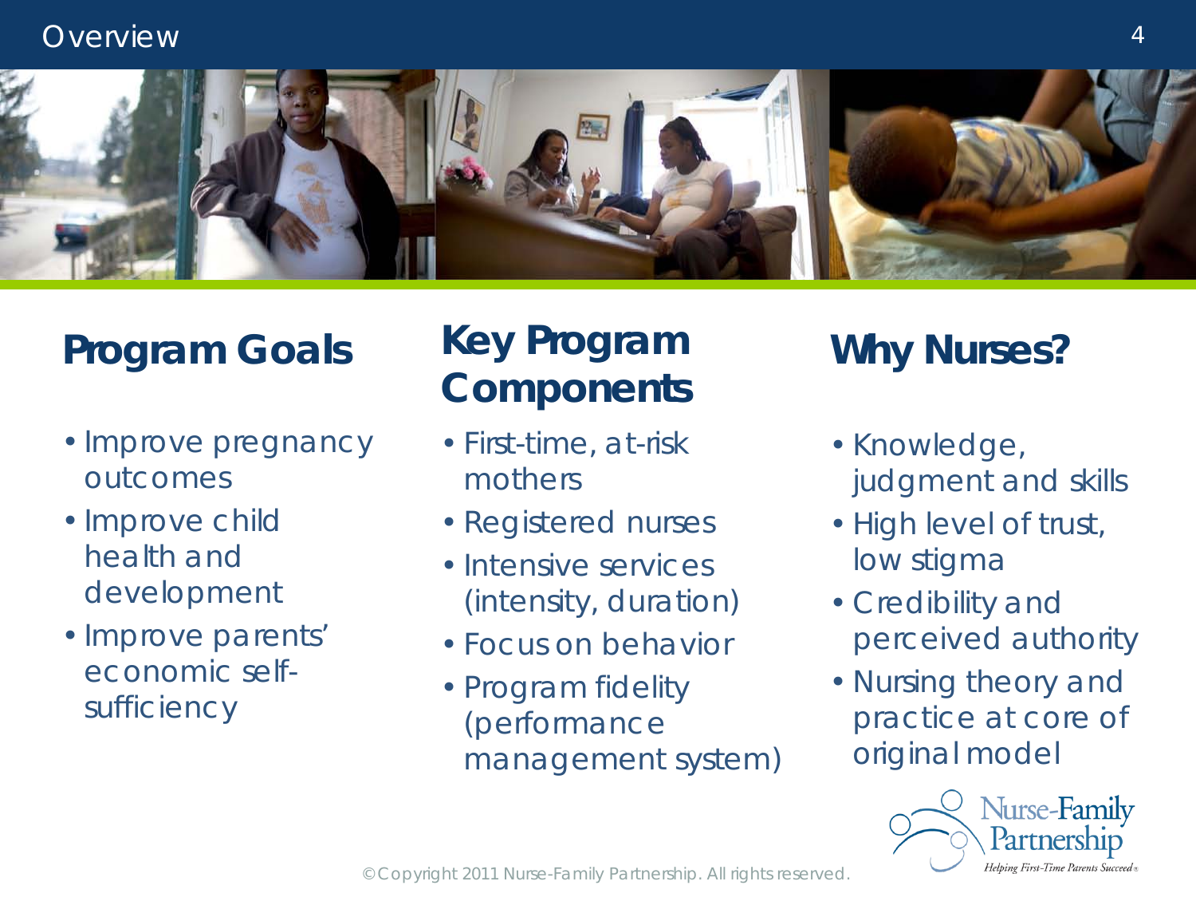# Overview

## Program Goals

- Improve pregnancy outcomes
- Improve child health and development
- Improve parents' economic self-sufficiency

## Key Program Components

- First-time, at-risk mothers
- Registered nurses
- Intensive services (intensity, duration)
- Focus on behavior
- Program fidelity (performance management system)

## Why Nurses?

- Knowledge, judgment and skills
- High level of trust, low stigma
- Credibility and perceived authority
- Nursing theory and practice at core of original model

Nurse-Family Partnership
*Helping First-Time Parents Succeed®*

© Copyright 2011 Nurse-Family Partnership. All rights reserved.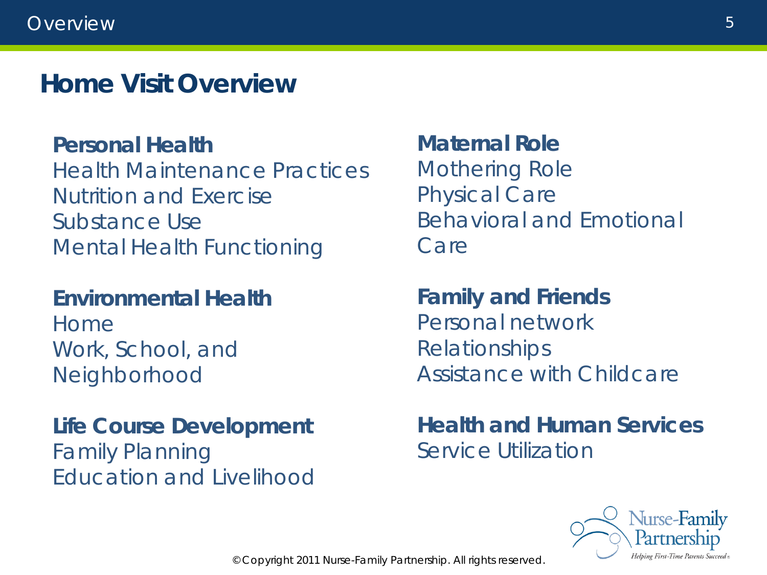# Home Visit Overview

**Personal Health**
Health Maintenance Practices
Nutrition and Exercise
Substance Use
Mental Health Functioning

**Environmental Health**
Home
Work, School, and Neighborhood

**Life Course Development**
Family Planning
Education and Livelihood

**Maternal Role**
Mothering Role
Physical Care
Behavioral and Emotional Care

**Family and Friends**
Personal network
Relationships
Assistance with Childcare

**Health and Human Services**
Service Utilization

© Copyright 2011 Nurse-Family Partnership. All rights reserved.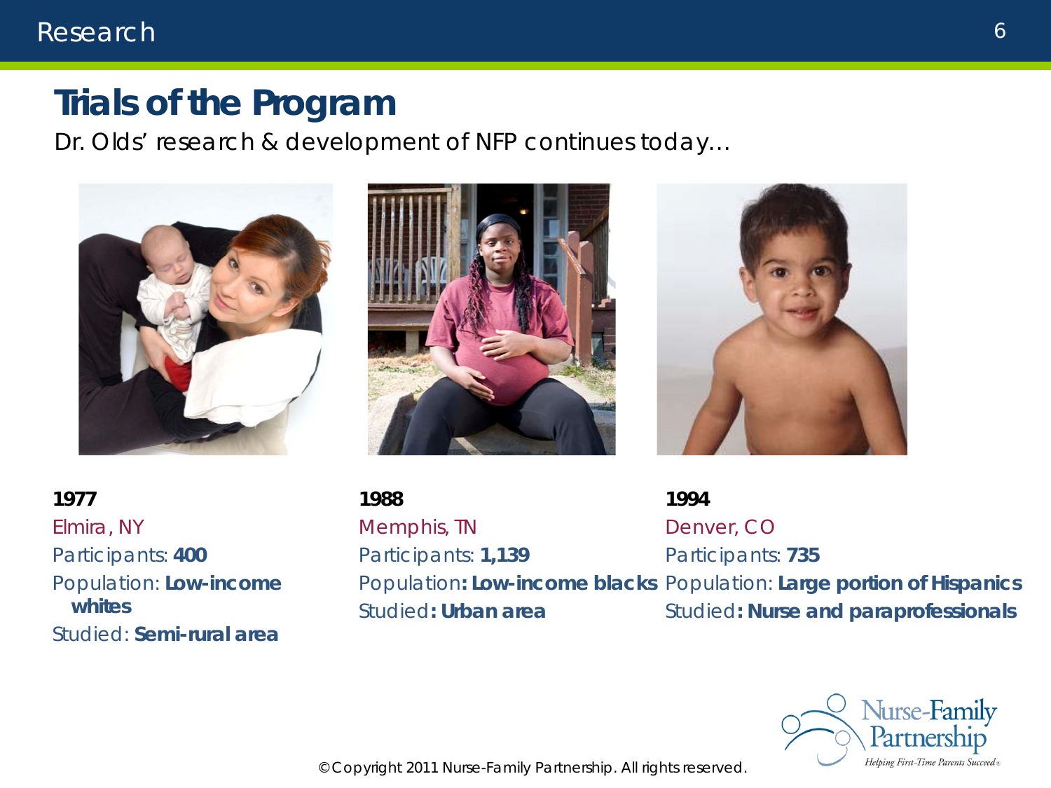# Trials of the Program

Dr. Olds' research & development of NFP continues today…

**1977**
Elmira, NY
Participants: **400**
Population: **Low-income whites**
Studied: **Semi-rural area**

**1988**
Memphis, TN
Participants: **1,139**
Population**: Low-income blacks**
Studied**: Urban area**

**1994**
Denver, CO
Participants: **735**
Population: **Large portion of Hispanics**
Studied**: Nurse and paraprofessionals**

© Copyright 2011 Nurse-Family Partnership. All rights reserved.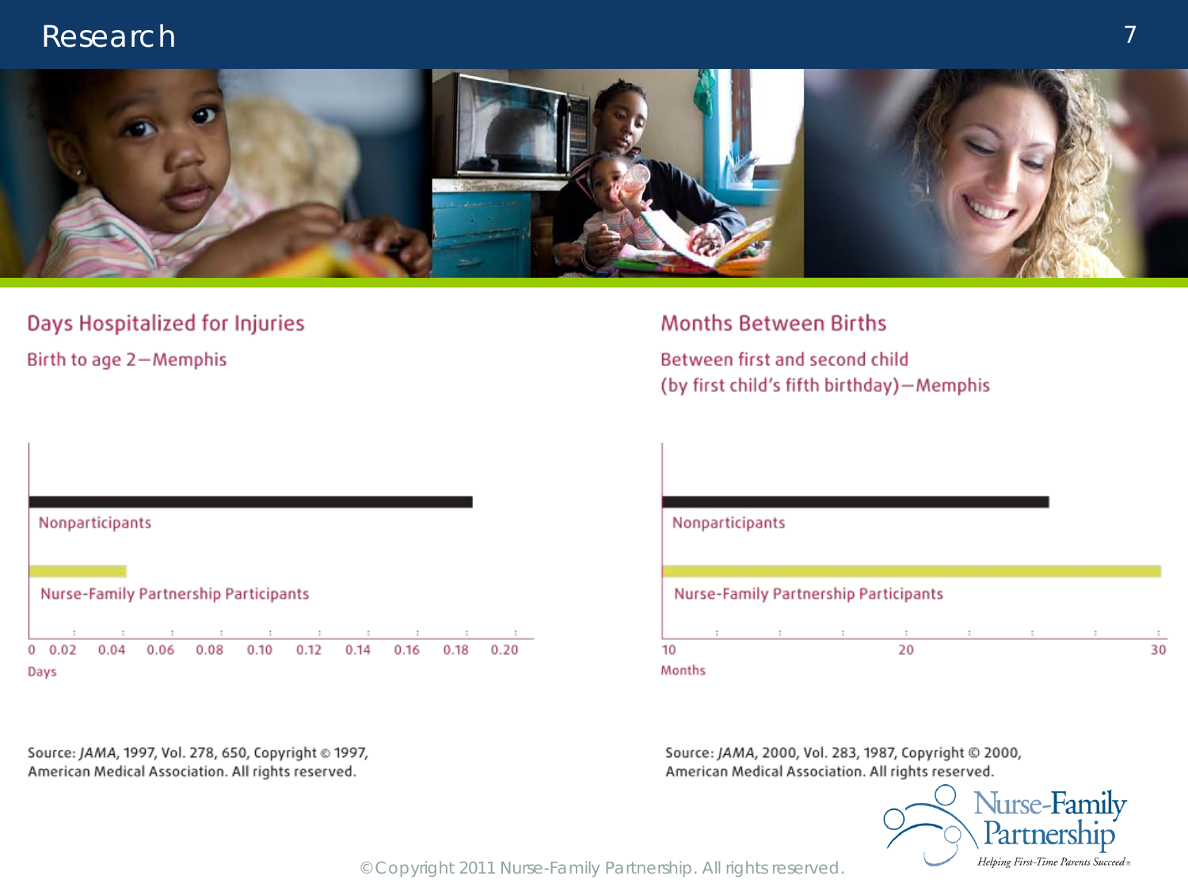# Research

## Days Hospitalized for Injuries

Birth to age 2—Memphis

Nonparticipants

Nurse-Family Partnership Participants

0 0.02 0.04 0.06 0.08 0.10 0.12 0.14 0.16 0.18 0.20

Days

Source: *JAMA*, 1997, Vol. 278, 650, Copyright © 1997, American Medical Association. All rights reserved.

## Months Between Births

Between first and second child (by first child's fifth birthday)—Memphis

Nonparticipants

Nurse-Family Partnership Participants

10 20 30

Months

Source: *JAMA*, 2000, Vol. 283, 1987, Copyright © 2000, American Medical Association. All rights reserved.

Nurse-Family Partnership
Helping First-Time Parents Succeed®

© Copyright 2011 Nurse-Family Partnership. All rights reserved.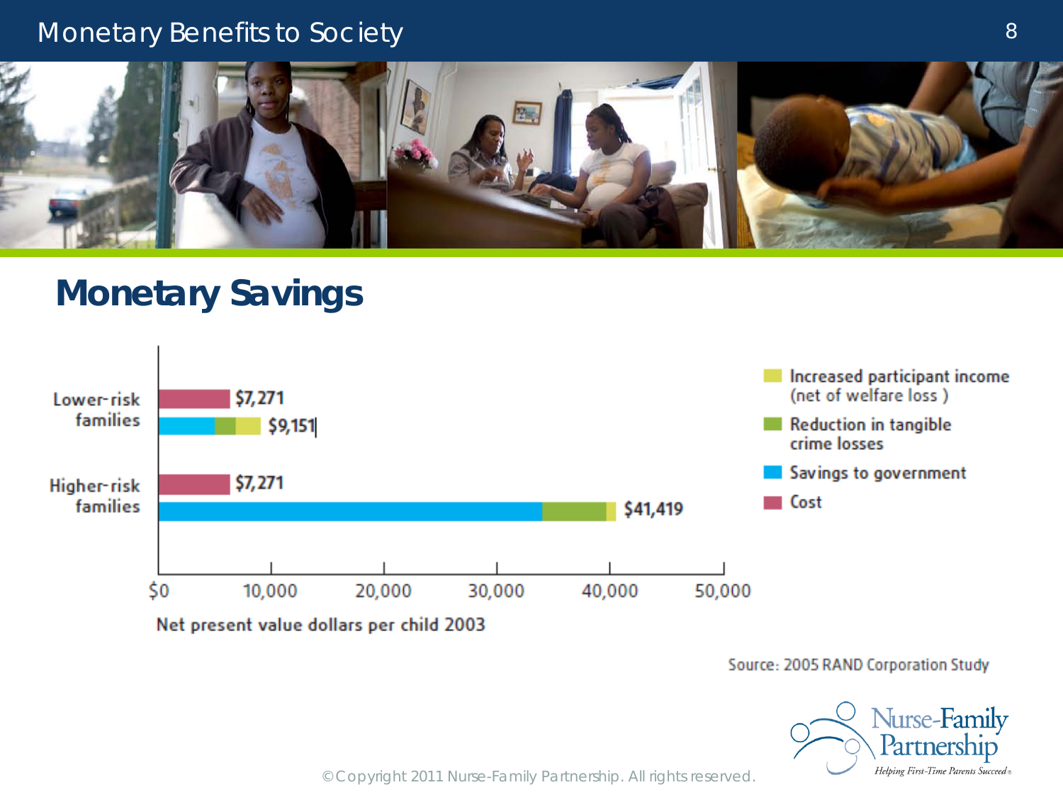# Monetary Benefits to Society

## Monetary Savings

| | Cost | Total benefits |
|---|---|---|
| Lower-risk families | $7,271 | $9,151 |
| Higher-risk families | $7,271 | $41,419 |

Legend:
- Increased participant income (net of welfare loss )
- Reduction in tangible crime losses
- Savings to government
- Cost

$0 | 10,000 | 20,000 | 30,000 | 40,000 | 50,000

Net present value dollars per child 2003

Source: 2005 RAND Corporation Study

© Copyright 2011 Nurse-Family Partnership. All rights reserved.

Nurse-Family Partnership
Helping First-Time Parents Succeed®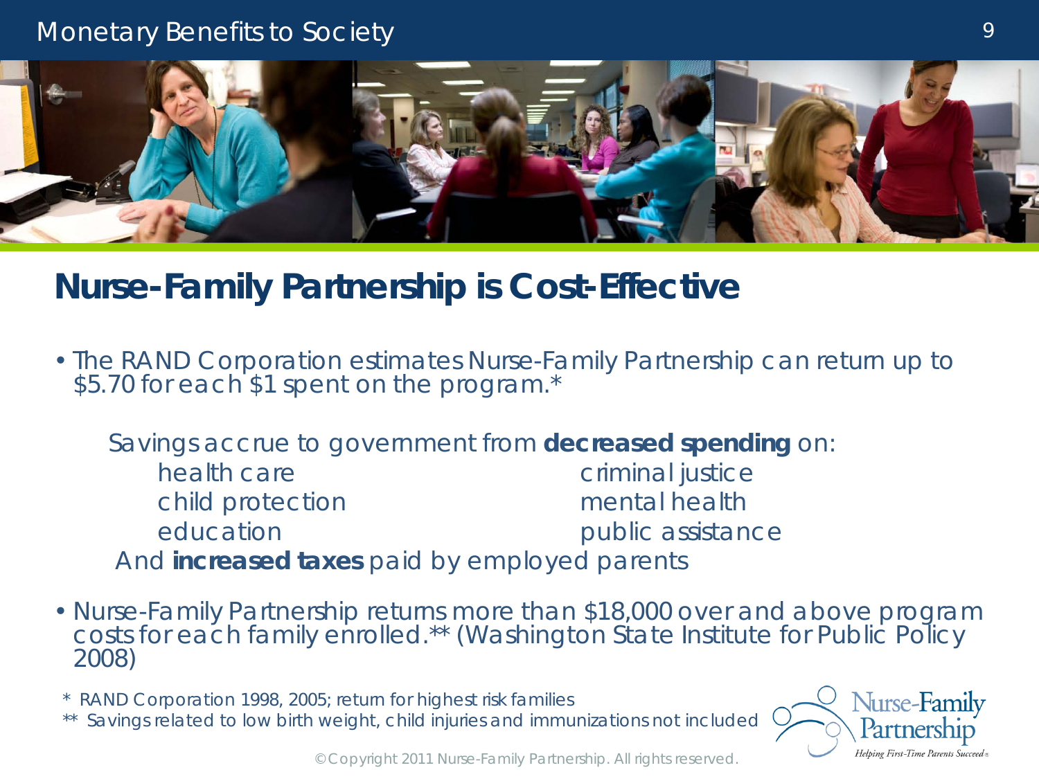## Monetary Benefits to Society

# Nurse-Family Partnership is Cost-Effective

- The RAND Corporation estimates Nurse-Family Partnership can return up to $5.70 for each $1 spent on the program.*

  Savings accrue to government from **decreased spending** on:

  - health care
  - child protection
  - education
  - criminal justice
  - mental health
  - public assistance

  And **increased taxes** paid by employed parents

- Nurse-Family Partnership returns more than $18,000 over and above program costs for each family enrolled.** (Washington State Institute for Public Policy 2008)

\* RAND Corporation 1998, 2005; return for highest risk families

** Savings related to low birth weight, child injuries and immunizations not included

Nurse-Family Partnership
*Helping First-Time Parents Succeed®*

© Copyright 2011 Nurse-Family Partnership. All rights reserved.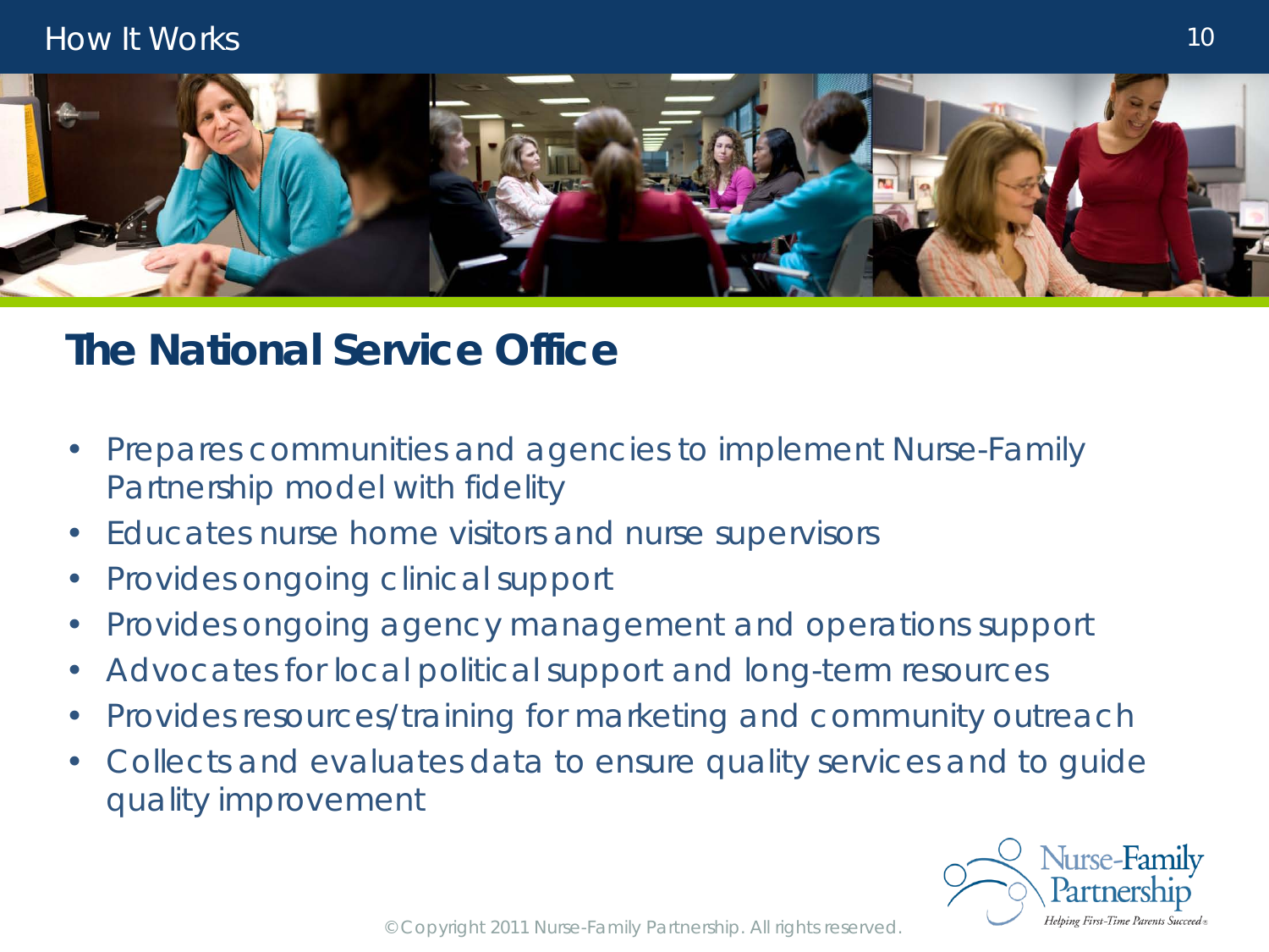## The National Service Office

- Prepares communities and agencies to implement Nurse-Family Partnership model with fidelity
- Educates nurse home visitors and nurse supervisors
- Provides ongoing clinical support
- Provides ongoing agency management and operations support
- Advocates for local political support and long-term resources
- Provides resources/training for marketing and community outreach
- Collects and evaluates data to ensure quality services and to guide quality improvement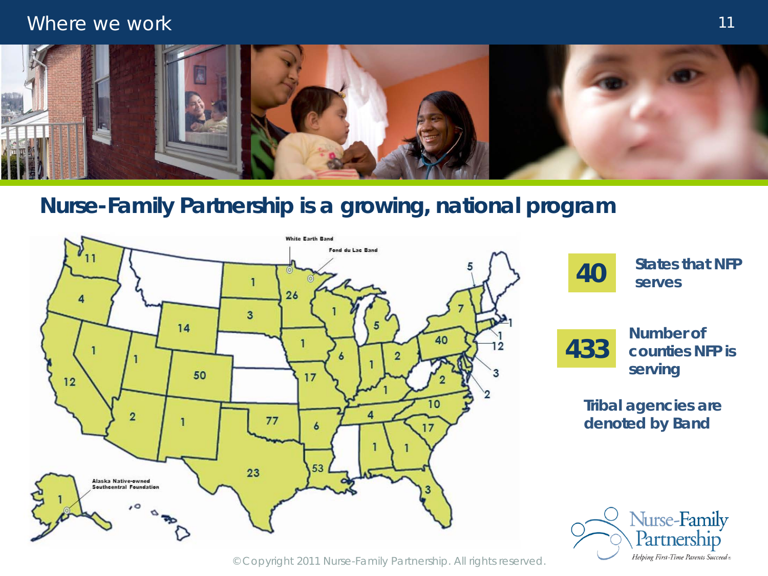## Where we work

# Nurse-Family Partnership is a growing, national program

White Earth Band

Fond du Lac Band

Alaska Native-owned Southcentral Foundation

**40** States that NFP serves

**433** Number of counties NFP is serving

**Tribal agencies are denoted by Band**

Nurse-Family Partnership

*Helping First-Time Parents Succeed®*

© Copyright 2011 Nurse-Family Partnership. All rights reserved.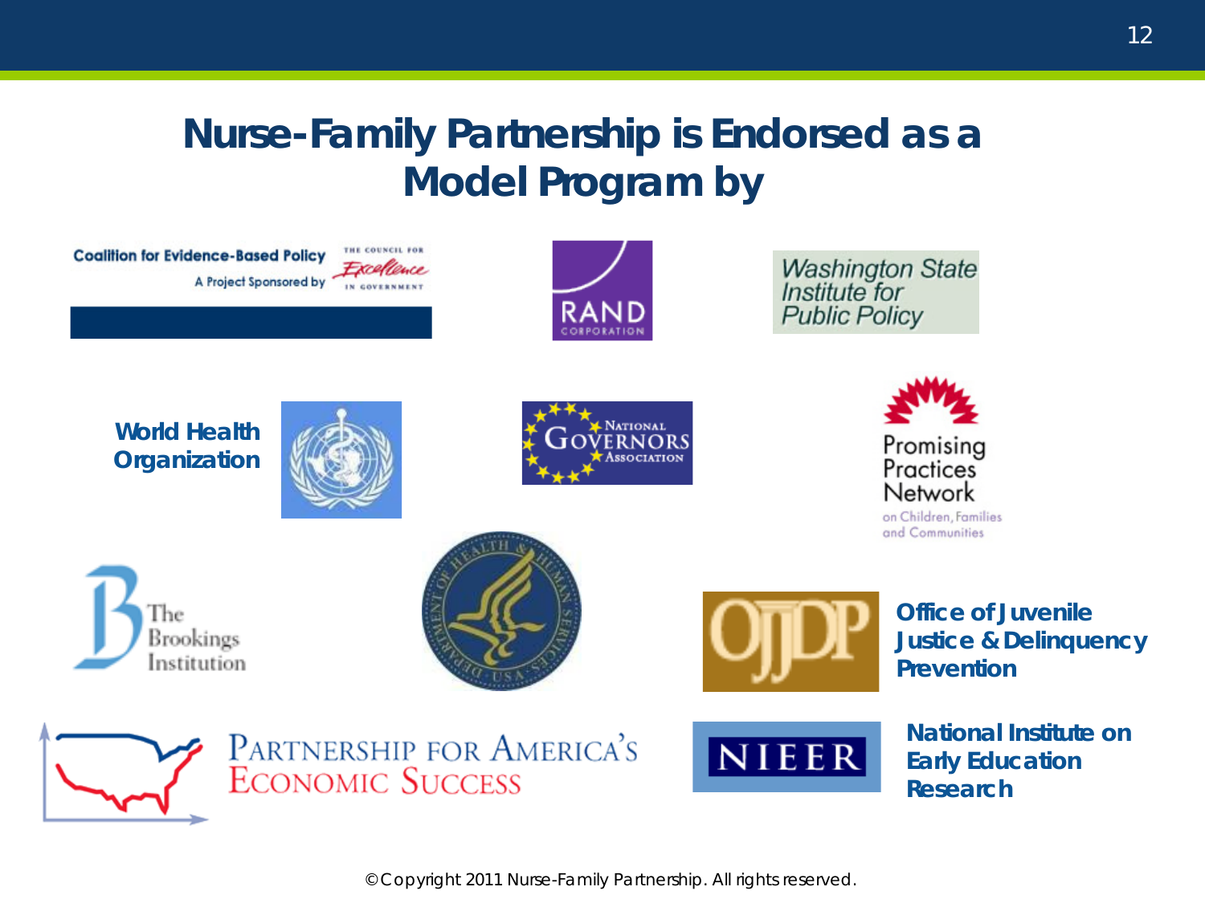# Nurse-Family Partnership is Endorsed as a Model Program by

Coalition for Evidence-Based Policy
A Project Sponsored by THE COUNCIL FOR Excellence IN GOVERNMENT

RAND CORPORATION

Washington State Institute for Public Policy

**World Health Organization**

National Governors Association

Promising Practices Network on Children, Families and Communities

The Brookings Institution

Department of Health & Human Services • USA

**Office of Juvenile Justice & Delinquency Prevention**

Partnership for America's Economic Success

**National Institute on Early Education Research**

© Copyright 2011 Nurse-Family Partnership. All rights reserved.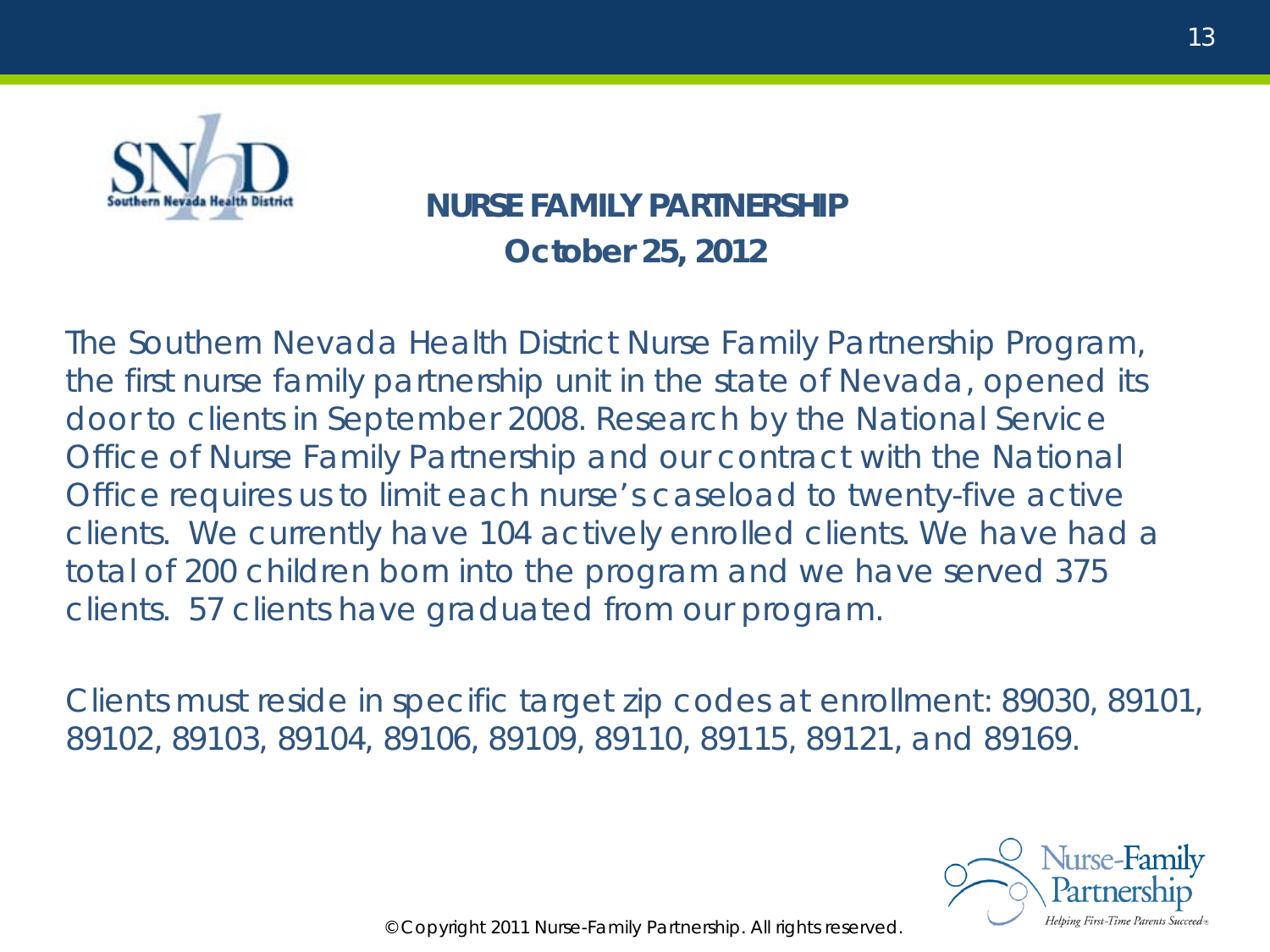## NURSE FAMILY PARTNERSHIP
**October 25, 2012**

The Southern Nevada Health District Nurse Family Partnership Program, the first nurse family partnership unit in the state of Nevada, opened its door to clients in September 2008. Research by the National Service Office of Nurse Family Partnership and our contract with the National Office requires us to limit each nurse's caseload to twenty-five active clients. We currently have 104 actively enrolled clients. We have had a total of 200 children born into the program and we have served 375 clients. 57 clients have graduated from our program.

Clients must reside in specific target zip codes at enrollment: 89030, 89101, 89102, 89103, 89104, 89106, 89109, 89110, 89115, 89121, and 89169.

© Copyright 2011 Nurse-Family Partnership. All rights reserved.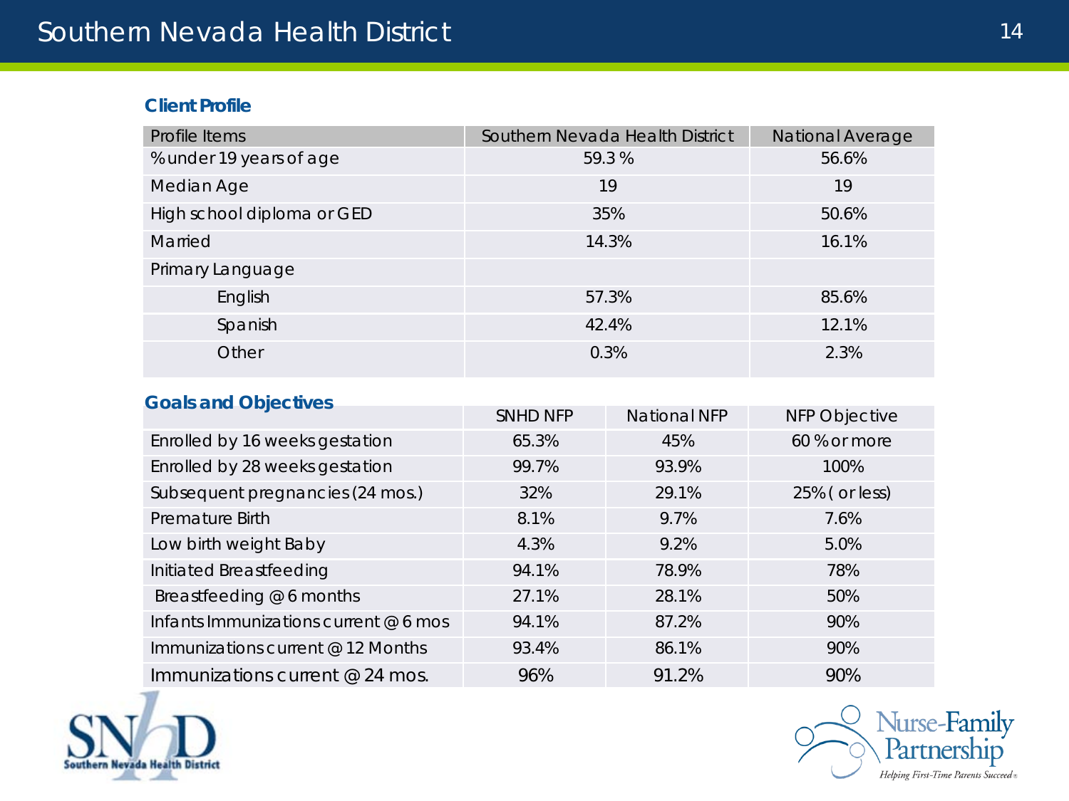# Southern Nevada Health District

### Client Profile

| Profile Items | Southern Nevada Health District | National Average |
|---|---|---|
| % under 19 years of age | 59.3 % | 56.6% |
| Median Age | 19 | 19 |
| High school diploma or GED | 35% | 50.6% |
| Married | 14.3% | 16.1% |
| Primary Language | | |
| English | 57.3% | 85.6% |
| Spanish | 42.4% | 12.1% |
| Other | 0.3% | 2.3% |

### Goals and Objectives

| | SNHD NFP | National NFP | NFP Objective |
|---|---|---|---|
| Enrolled by 16 weeks gestation | 65.3% | 45% | 60 % or more |
| Enrolled by 28 weeks gestation | 99.7% | 93.9% | 100% |
| Subsequent pregnancies (24 mos.) | 32% | 29.1% | 25% ( or less) |
| Premature Birth | 8.1% | 9.7% | 7.6% |
| Low birth weight Baby | 4.3% | 9.2% | 5.0% |
| Initiated Breastfeeding | 94.1% | 78.9% | 78% |
| Breastfeeding @ 6 months | 27.1% | 28.1% | 50% |
| Infants Immunizations current @ 6 mos | 94.1% | 87.2% | 90% |
| Immunizations current @ 12 Months | 93.4% | 86.1% | 90% |
| Immunizations current @ 24 mos. | 96% | 91.2% | 90% |

SNHD Southern Nevada Health District

Nurse-Family Partnership
Helping First-Time Parents Succeed®